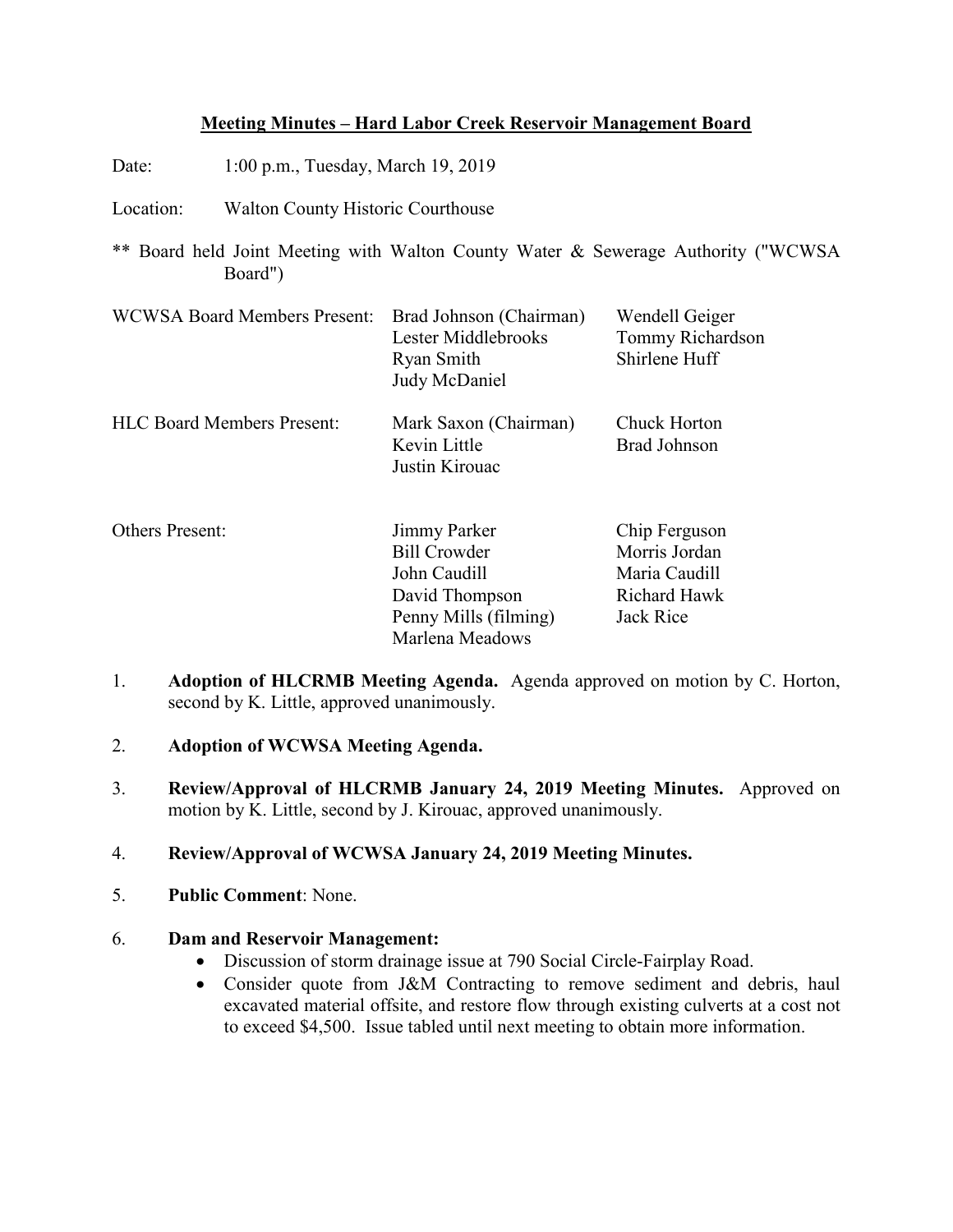# Meeting Minutes – Hard Labor Creek Reservoir Management Board

Date: 1:00 p.m., Tuesday, March 19, 2019

Location: Walton County Historic Courthouse

** Board held Joint Meeting with Walton County Water & Sewerage Authority ("WCWSA Board")

WCWSA Board Members Present:
- Brad Johnson (Chairman)
- Lester Middlebrooks
- Ryan Smith
- Judy McDaniel
- Wendell Geiger
- Tommy Richardson
- Shirlene Huff

HLC Board Members Present:
- Mark Saxon (Chairman)
- Kevin Little
- Justin Kirouac
- Chuck Horton
- Brad Johnson

Others Present:
- Jimmy Parker
- Bill Crowder
- John Caudill
- David Thompson
- Penny Mills (filming)
- Marlena Meadows
- Chip Ferguson
- Morris Jordan
- Maria Caudill
- Richard Hawk
- Jack Rice

1. **Adoption of HLCRMB Meeting Agenda.** Agenda approved on motion by C. Horton, second by K. Little, approved unanimously.

2. **Adoption of WCWSA Meeting Agenda.**

3. **Review/Approval of HLCRMB January 24, 2019 Meeting Minutes.** Approved on motion by K. Little, second by J. Kirouac, approved unanimously.

4. **Review/Approval of WCWSA January 24, 2019 Meeting Minutes.**

5. **Public Comment**: None.

6. **Dam and Reservoir Management:**
   - Discussion of storm drainage issue at 790 Social Circle-Fairplay Road.
   - Consider quote from J&M Contracting to remove sediment and debris, haul excavated material offsite, and restore flow through existing culverts at a cost not to exceed $4,500. Issue tabled until next meeting to obtain more information.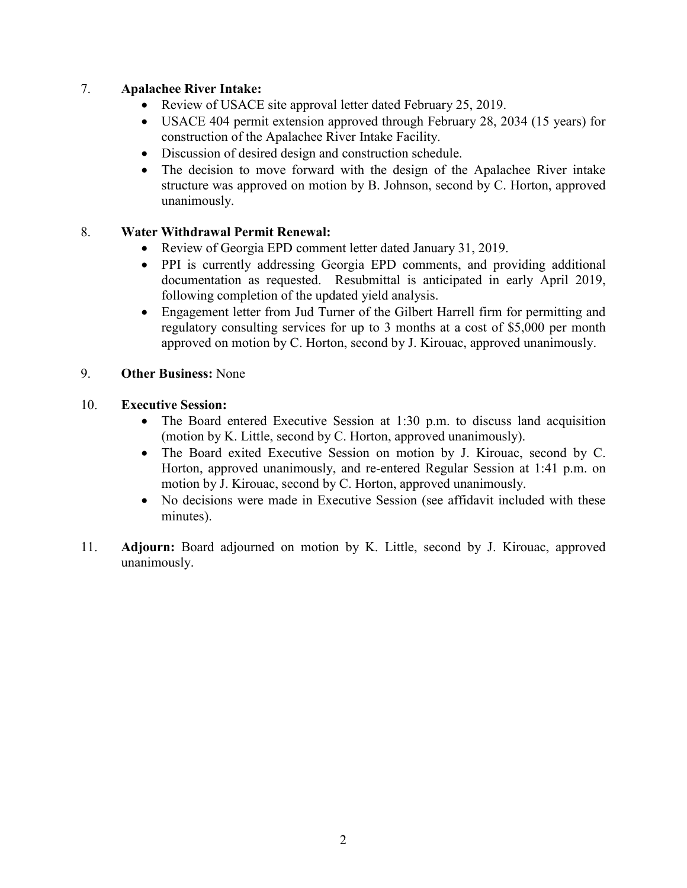7. **Apalachee River Intake:**
   - Review of USACE site approval letter dated February 25, 2019.
   - USACE 404 permit extension approved through February 28, 2034 (15 years) for construction of the Apalachee River Intake Facility.
   - Discussion of desired design and construction schedule.
   - The decision to move forward with the design of the Apalachee River intake structure was approved on motion by B. Johnson, second by C. Horton, approved unanimously.

8. **Water Withdrawal Permit Renewal:**
   - Review of Georgia EPD comment letter dated January 31, 2019.
   - PPI is currently addressing Georgia EPD comments, and providing additional documentation as requested. Resubmittal is anticipated in early April 2019, following completion of the updated yield analysis.
   - Engagement letter from Jud Turner of the Gilbert Harrell firm for permitting and regulatory consulting services for up to 3 months at a cost of $5,000 per month approved on motion by C. Horton, second by J. Kirouac, approved unanimously.

9. **Other Business:** None

10. **Executive Session:**
    - The Board entered Executive Session at 1:30 p.m. to discuss land acquisition (motion by K. Little, second by C. Horton, approved unanimously).
    - The Board exited Executive Session on motion by J. Kirouac, second by C. Horton, approved unanimously, and re-entered Regular Session at 1:41 p.m. on motion by J. Kirouac, second by C. Horton, approved unanimously.
    - No decisions were made in Executive Session (see affidavit included with these minutes).

11. **Adjourn:** Board adjourned on motion by K. Little, second by J. Kirouac, approved unanimously.